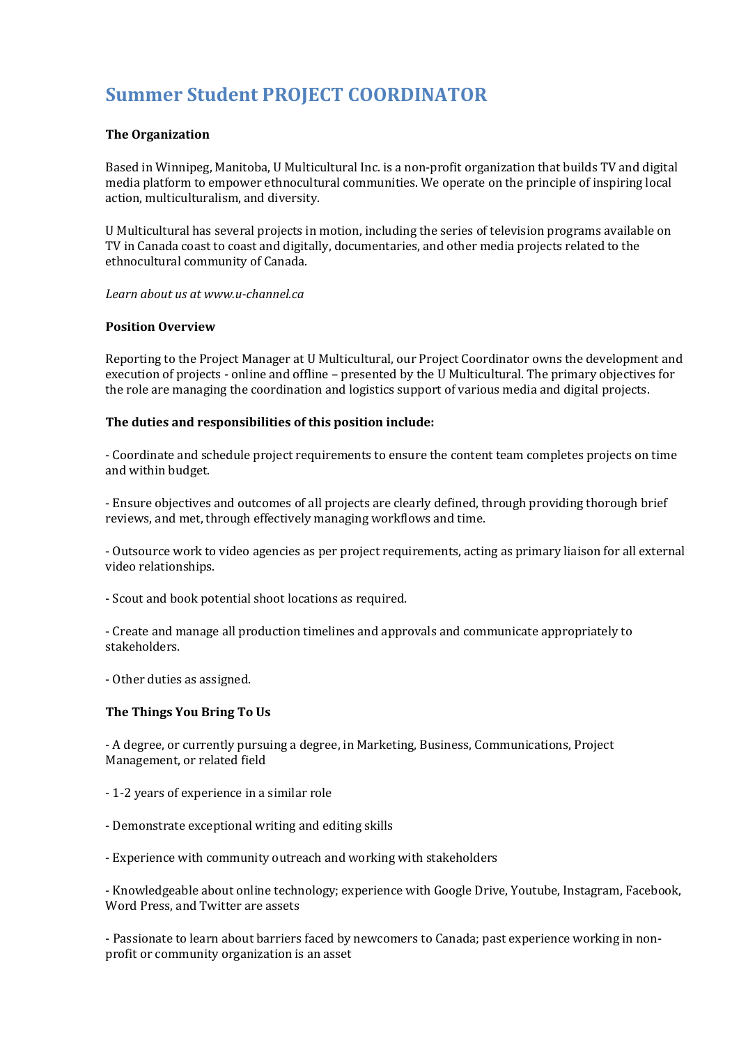# Summer Student PROJECT COORDINATOR

**The Organization**

Based in Winnipeg, Manitoba, U Multicultural Inc. is a non-profit organization that builds TV and digital media platform to empower ethnocultural communities. We operate on the principle of inspiring local action, multiculturalism, and diversity.

U Multicultural has several projects in motion, including the series of television programs available on TV in Canada coast to coast and digitally, documentaries, and other media projects related to the ethnocultural community of Canada.

*Learn about us at www.u-channel.ca*

**Position Overview**

Reporting to the Project Manager at U Multicultural, our Project Coordinator owns the development and execution of projects - online and offline – presented by the U Multicultural. The primary objectives for the role are managing the coordination and logistics support of various media and digital projects.

**The duties and responsibilities of this position include:**

- Coordinate and schedule project requirements to ensure the content team completes projects on time and within budget.

- Ensure objectives and outcomes of all projects are clearly defined, through providing thorough brief reviews, and met, through effectively managing workflows and time.

- Outsource work to video agencies as per project requirements, acting as primary liaison for all external video relationships.

- Scout and book potential shoot locations as required.

- Create and manage all production timelines and approvals and communicate appropriately to stakeholders.

- Other duties as assigned.

**The Things You Bring To Us**

- A degree, or currently pursuing a degree, in Marketing, Business, Communications, Project Management, or related field

- 1-2 years of experience in a similar role

- Demonstrate exceptional writing and editing skills

- Experience with community outreach and working with stakeholders

- Knowledgeable about online technology; experience with Google Drive, Youtube, Instagram, Facebook, Word Press, and Twitter are assets

- Passionate to learn about barriers faced by newcomers to Canada; past experience working in non-profit or community organization is an asset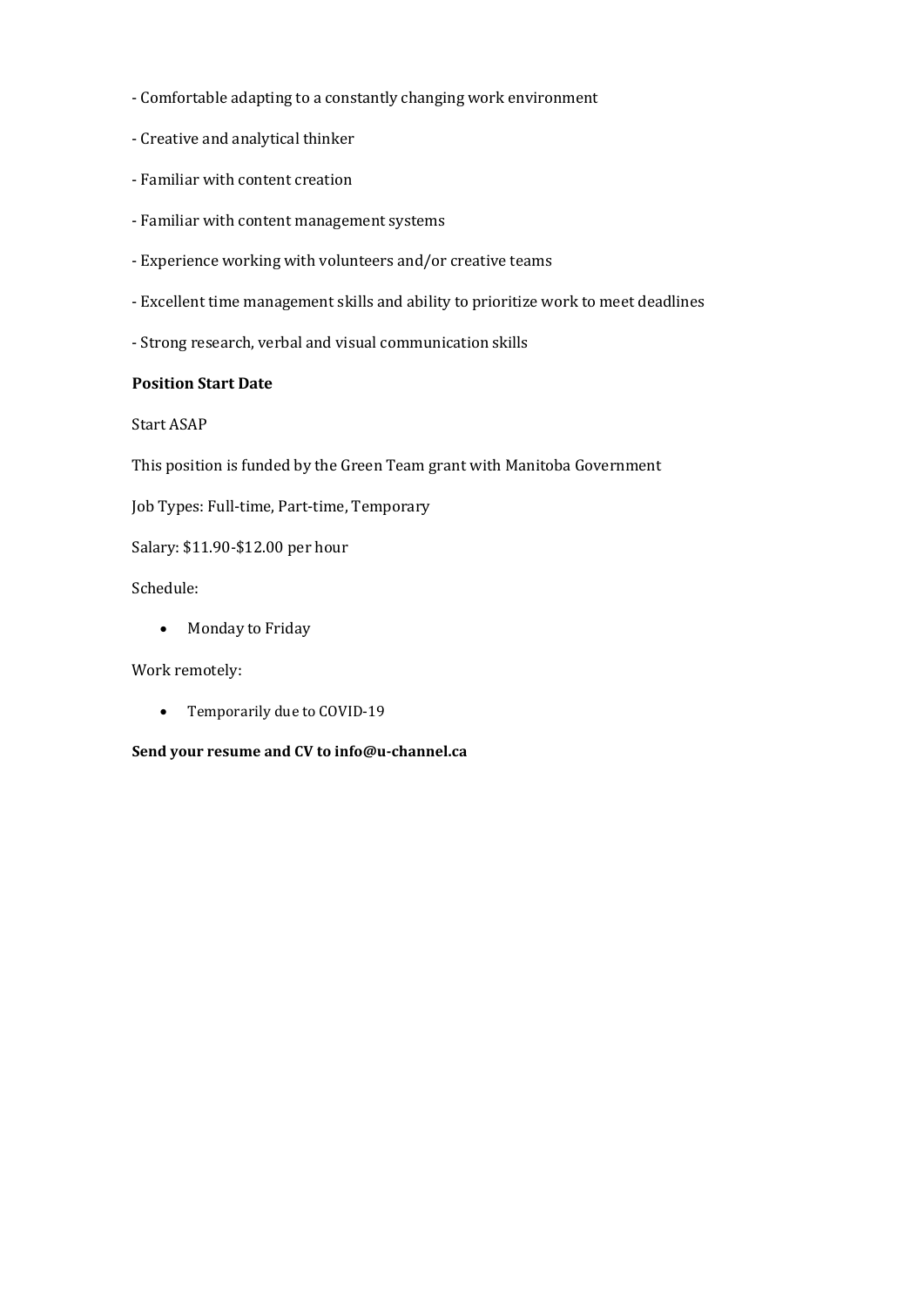- Comfortable adapting to a constantly changing work environment

- Creative and analytical thinker

- Familiar with content creation

- Familiar with content management systems

- Experience working with volunteers and/or creative teams

- Excellent time management skills and ability to prioritize work to meet deadlines

- Strong research, verbal and visual communication skills

**Position Start Date**

Start ASAP

This position is funded by the Green Team grant with Manitoba Government

Job Types: Full-time, Part-time, Temporary

Salary: $11.90-$12.00 per hour

Schedule:

- Monday to Friday

Work remotely:

- Temporarily due to COVID-19

**Send your resume and CV to info@u-channel.ca**